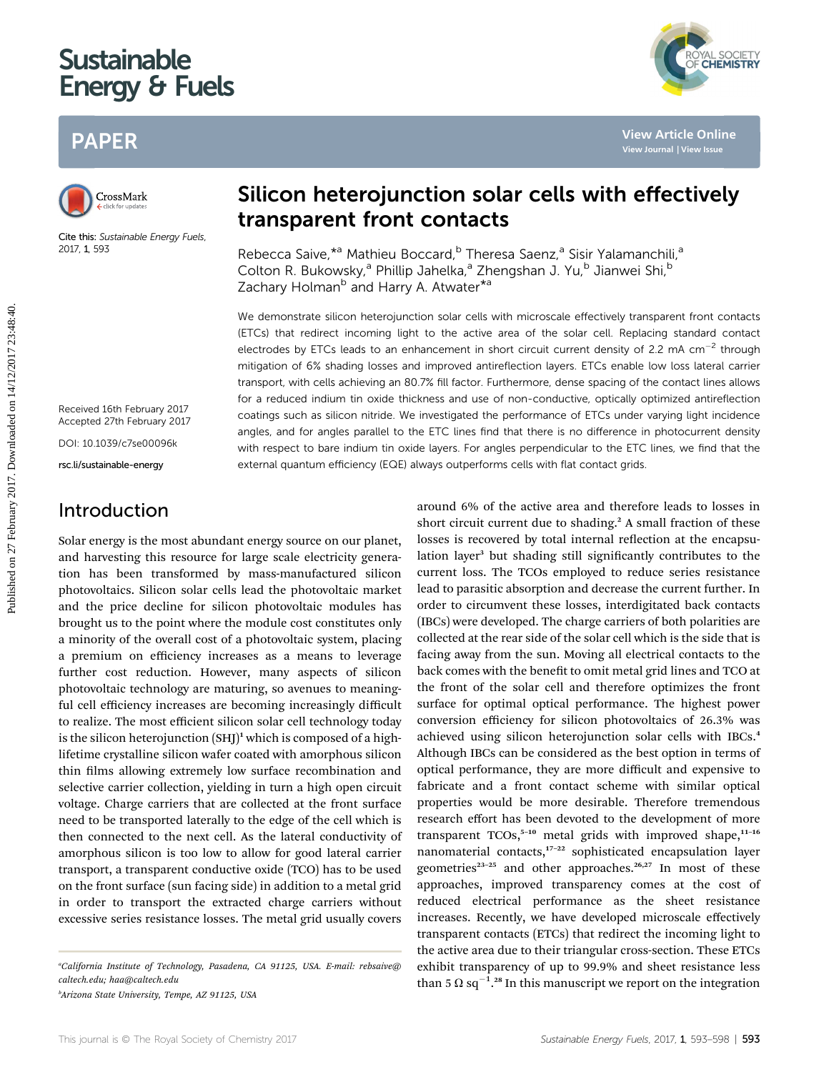# Silicon heterojunction solar cells with effectively transparent front contacts

Cite this: *Sustainable Energy Fuels*, 2017, **1**, 593

Rebecca Saive,*[a] Mathieu Boccard,[b] Theresa Saenz,[a] Sisir Yalamanchili,[a] Colton R. Bukowsky,[a] Phillip Jahelka,[a] Zhengshan J. Yu,[b] Jianwei Shi,[b] Zachary Holman[b] and Harry A. Atwater*[a]

Received 16th February 2017
Accepted 27th February 2017

DOI: 10.1039/c7se00096k

rsc.li/sustainable-energy

We demonstrate silicon heterojunction solar cells with microscale effectively transparent front contacts (ETCs) that redirect incoming light to the active area of the solar cell. Replacing standard contact electrodes by ETCs leads to an enhancement in short circuit current density of 2.2 mA cm$^{-2}$ through mitigation of 6% shading losses and improved antireflection layers. ETCs enable low loss lateral carrier transport, with cells achieving an 80.7% fill factor. Furthermore, dense spacing of the contact lines allows for a reduced indium tin oxide thickness and use of non-conductive, optically optimized antireflection coatings such as silicon nitride. We investigated the performance of ETCs under varying light incidence angles, and for angles parallel to the ETC lines find that there is no difference in photocurrent density with respect to bare indium tin oxide layers. For angles perpendicular to the ETC lines, we find that the external quantum efficiency (EQE) always outperforms cells with flat contact grids.

## Introduction

Solar energy is the most abundant energy source on our planet, and harvesting this resource for large scale electricity generation has been transformed by mass-manufactured silicon photovoltaics. Silicon solar cells lead the photovoltaic market and the price decline for silicon photovoltaic modules has brought us to the point where the module cost constitutes only a minority of the overall cost of a photovoltaic system, placing a premium on efficiency increases as a means to leverage further cost reduction. However, many aspects of silicon photovoltaic technology are maturing, so avenues to meaningful cell efficiency increases are becoming increasingly difficult to realize. The most efficient silicon solar cell technology today is the silicon heterojunction (SHJ)[1] which is composed of a high-lifetime crystalline silicon wafer coated with amorphous silicon thin films allowing extremely low surface recombination and selective carrier collection, yielding in turn a high open circuit voltage. Charge carriers that are collected at the front surface need to be transported laterally to the edge of the cell which is then connected to the next cell. As the lateral conductivity of amorphous silicon is too low to allow for good lateral carrier transport, a transparent conductive oxide (TCO) has to be used on the front surface (sun facing side) in addition to a metal grid in order to transport the extracted charge carriers without excessive series resistance losses. The metal grid usually covers around 6% of the active area and therefore leads to losses in short circuit current due to shading.[2] A small fraction of these losses is recovered by total internal reflection at the encapsulation layer[3] but shading still significantly contributes to the current loss. The TCOs employed to reduce series resistance lead to parasitic absorption and decrease the current further. In order to circumvent these losses, interdigitated back contacts (IBCs) were developed. The charge carriers of both polarities are collected at the rear side of the solar cell which is the side that is facing away from the sun. Moving all electrical contacts to the back comes with the benefit to omit metal grid lines and TCO at the front of the solar cell and therefore optimizes the front surface for optimal optical performance. The highest power conversion efficiency for silicon photovoltaics of 26.3% was achieved using silicon heterojunction solar cells with IBCs.[4] Although IBCs can be considered as the best option in terms of optical performance, they are more difficult and expensive to fabricate and a front contact scheme with similar optical properties would be more desirable. Therefore tremendous research effort has been devoted to the development of more transparent TCOs,[5–10] metal grids with improved shape,[11–16] nanomaterial contacts,[17–22] sophisticated encapsulation layer geometries[23–25] and other approaches.[26,27] In most of these approaches, improved transparency comes at the cost of reduced electrical performance as the sheet resistance increases. Recently, we have developed microscale effectively transparent contacts (ETCs) that redirect the incoming light to the active area due to their triangular cross-section. These ETCs exhibit transparency of up to 99.9% and sheet resistance less than 5 Ω sq$^{-1}$.[28] In this manuscript we report on the integration

[a]California Institute of Technology, Pasadena, CA 91125, USA. E-mail: rebsaive@caltech.edu; haa@caltech.edu

[b]Arizona State University, Tempe, AZ 91125, USA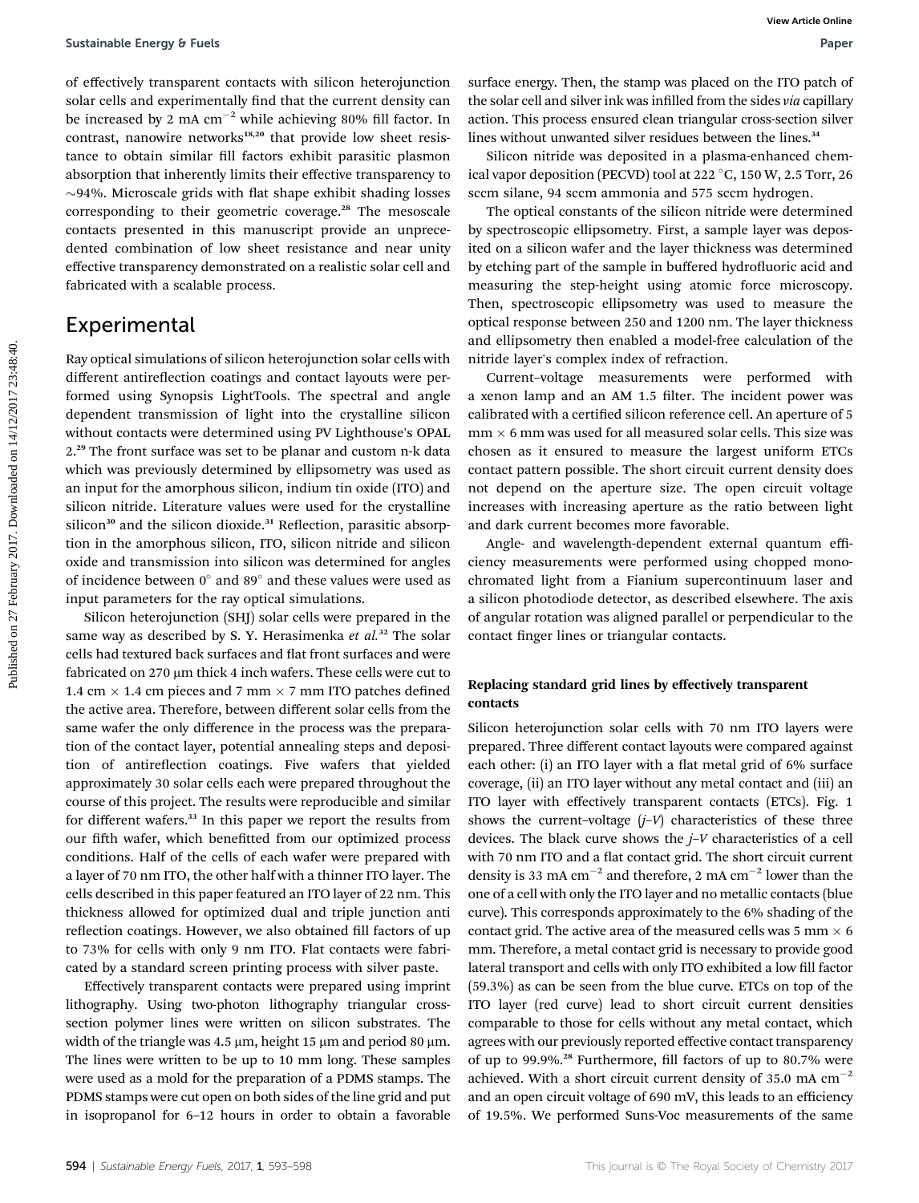of effectively transparent contacts with silicon heterojunction solar cells and experimentally find that the current density can be increased by 2 mA cm$^{-2}$ while achieving 80% fill factor. In contrast, nanowire networks[18,20] that provide low sheet resistance to obtain similar fill factors exhibit parasitic plasmon absorption that inherently limits their effective transparency to ~94%. Microscale grids with flat shape exhibit shading losses corresponding to their geometric coverage.[28] The mesoscale contacts presented in this manuscript provide an unprecedented combination of low sheet resistance and near unity effective transparency demonstrated on a realistic solar cell and fabricated with a scalable process.

## Experimental

Ray optical simulations of silicon heterojunction solar cells with different antireflection coatings and contact layouts were performed using Synopsis LightTools. The spectral and angle dependent transmission of light into the crystalline silicon without contacts were determined using PV Lighthouse's OPAL 2.[29] The front surface was set to be planar and custom n-k data which was previously determined by ellipsometry was used as an input for the amorphous silicon, indium tin oxide (ITO) and silicon nitride. Literature values were used for the crystalline silicon[30] and the silicon dioxide.[31] Reflection, parasitic absorption in the amorphous silicon, ITO, silicon nitride and silicon oxide and transmission into silicon was determined for angles of incidence between 0° and 89° and these values were used as input parameters for the ray optical simulations.

Silicon heterojunction (SHJ) solar cells were prepared in the same way as described by S. Y. Herasimenka *et al.*[32] The solar cells had textured back surfaces and flat front surfaces and were fabricated on 270 μm thick 4 inch wafers. These cells were cut to 1.4 cm × 1.4 cm pieces and 7 mm × 7 mm ITO patches defined the active area. Therefore, between different solar cells from the same wafer the only difference in the process was the preparation of the contact layer, potential annealing steps and deposition of antireflection coatings. Five wafers that yielded approximately 30 solar cells each were prepared throughout the course of this project. The results were reproducible and similar for different wafers.[33] In this paper we report the results from our fifth wafer, which benefitted from our optimized process conditions. Half of the cells of each wafer were prepared with a layer of 70 nm ITO, the other half with a thinner ITO layer. The cells described in this paper featured an ITO layer of 22 nm. This thickness allowed for optimized dual and triple junction anti reflection coatings. However, we also obtained fill factors of up to 73% for cells with only 9 nm ITO. Flat contacts were fabricated by a standard screen printing process with silver paste.

Effectively transparent contacts were prepared using imprint lithography. Using two-photon lithography triangular cross-section polymer lines were written on silicon substrates. The width of the triangle was 4.5 μm, height 15 μm and period 80 μm. The lines were written to be up to 10 mm long. These samples were used as a mold for the preparation of a PDMS stamps. The PDMS stamps were cut open on both sides of the line grid and put in isopropanol for 6–12 hours in order to obtain a favorable surface energy. Then, the stamp was placed on the ITO patch of the solar cell and silver ink was infilled from the sides *via* capillary action. This process ensured clean triangular cross-section silver lines without unwanted silver residues between the lines.[34]

Silicon nitride was deposited in a plasma-enhanced chemical vapor deposition (PECVD) tool at 222 °C, 150 W, 2.5 Torr, 26 sccm silane, 94 sccm ammonia and 575 sccm hydrogen.

The optical constants of the silicon nitride were determined by spectroscopic ellipsometry. First, a sample layer was deposited on a silicon wafer and the layer thickness was determined by etching part of the sample in buffered hydrofluoric acid and measuring the step-height using atomic force microscopy. Then, spectroscopic ellipsometry was used to measure the optical response between 250 and 1200 nm. The layer thickness and ellipsometry then enabled a model-free calculation of the nitride layer's complex index of refraction.

Current–voltage measurements were performed with a xenon lamp and an AM 1.5 filter. The incident power was calibrated with a certified silicon reference cell. An aperture of 5 mm × 6 mm was used for all measured solar cells. This size was chosen as it ensured to measure the largest uniform ETCs contact pattern possible. The short circuit current density does not depend on the aperture size. The open circuit voltage increases with increasing aperture as the ratio between light and dark current becomes more favorable.

Angle- and wavelength-dependent external quantum efficiency measurements were performed using chopped monochromated light from a Fianium supercontinuum laser and a silicon photodiode detector, as described elsewhere. The axis of angular rotation was aligned parallel or perpendicular to the contact finger lines or triangular contacts.

### Replacing standard grid lines by effectively transparent contacts

Silicon heterojunction solar cells with 70 nm ITO layers were prepared. Three different contact layouts were compared against each other: (i) an ITO layer with a flat metal grid of 6% surface coverage, (ii) an ITO layer without any metal contact and (iii) an ITO layer with effectively transparent contacts (ETCs). Fig. 1 shows the current–voltage ($j$–$V$) characteristics of these three devices. The black curve shows the $j$–$V$ characteristics of a cell with 70 nm ITO and a flat contact grid. The short circuit current density is 33 mA cm$^{-2}$ and therefore, 2 mA cm$^{-2}$ lower than the one of a cell with only the ITO layer and no metallic contacts (blue curve). This corresponds approximately to the 6% shading of the contact grid. The active area of the measured cells was 5 mm × 6 mm. Therefore, a metal contact grid is necessary to provide good lateral transport and cells with only ITO exhibited a low fill factor (59.3%) as can be seen from the blue curve. ETCs on top of the ITO layer (red curve) lead to short circuit current densities comparable to those for cells without any metal contact, which agrees with our previously reported effective contact transparency of up to 99.9%.[28] Furthermore, fill factors of up to 80.7% were achieved. With a short circuit current density of 35.0 mA cm$^{-2}$ and an open circuit voltage of 690 mV, this leads to an efficiency of 19.5%. We performed Suns-Voc measurements of the same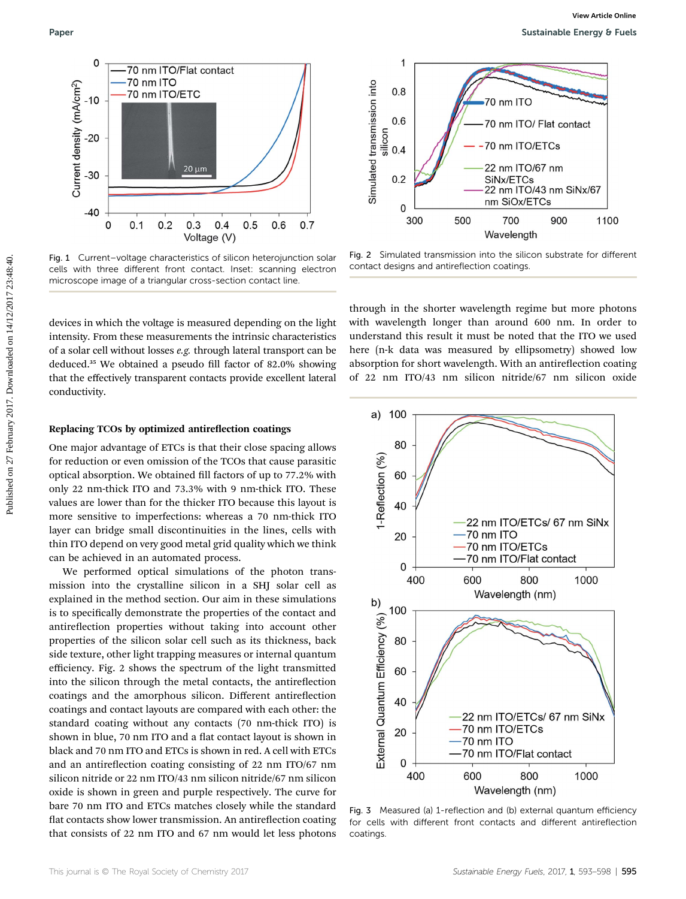Fig. 1 Current–voltage characteristics of silicon heterojunction solar cells with three different front contact. Inset: scanning electron microscope image of a triangular cross-section contact line.

Fig. 2 Simulated transmission into the silicon substrate for different contact designs and antireflection coatings.

devices in which the voltage is measured depending on the light intensity. From these measurements the intrinsic characteristics of a solar cell without losses *e.g.* through lateral transport can be deduced.[35] We obtained a pseudo fill factor of 82.0% showing that the effectively transparent contacts provide excellent lateral conductivity.

### Replacing TCOs by optimized antireflection coatings

One major advantage of ETCs is that their close spacing allows for reduction or even omission of the TCOs that cause parasitic optical absorption. We obtained fill factors of up to 77.2% with only 22 nm-thick ITO and 73.3% with 9 nm-thick ITO. These values are lower than for the thicker ITO because this layout is more sensitive to imperfections: whereas a 70 nm-thick ITO layer can bridge small discontinuities in the lines, cells with thin ITO depend on very good metal grid quality which we think can be achieved in an automated process.

We performed optical simulations of the photon transmission into the crystalline silicon in a SHJ solar cell as explained in the method section. Our aim in these simulations is to specifically demonstrate the properties of the contact and antireflection properties without taking into account other properties of the silicon solar cell such as its thickness, back side texture, other light trapping measures or internal quantum efficiency. Fig. 2 shows the spectrum of the light transmitted into the silicon through the metal contacts, the antireflection coatings and the amorphous silicon. Different antireflection coatings and contact layouts are compared with each other: the standard coating without any contacts (70 nm-thick ITO) is shown in blue, 70 nm ITO and a flat contact layout is shown in black and 70 nm ITO and ETCs is shown in red. A cell with ETCs and an antireflection coating consisting of 22 nm ITO/67 nm silicon nitride or 22 nm ITO/43 nm silicon nitride/67 nm silicon oxide is shown in green and purple respectively. The curve for bare 70 nm ITO and ETCs matches closely while the standard flat contacts show lower transmission. An antireflection coating that consists of 22 nm ITO and 67 nm would let less photons through in the shorter wavelength regime but more photons with wavelength longer than around 600 nm. In order to understand this result it must be noted that the ITO we used here (n-k data was measured by ellipsometry) showed low absorption for short wavelength. With an antireflection coating of 22 nm ITO/43 nm silicon nitride/67 nm silicon oxide

Fig. 3 Measured (a) 1-reflection and (b) external quantum efficiency for cells with different front contacts and different antireflection coatings.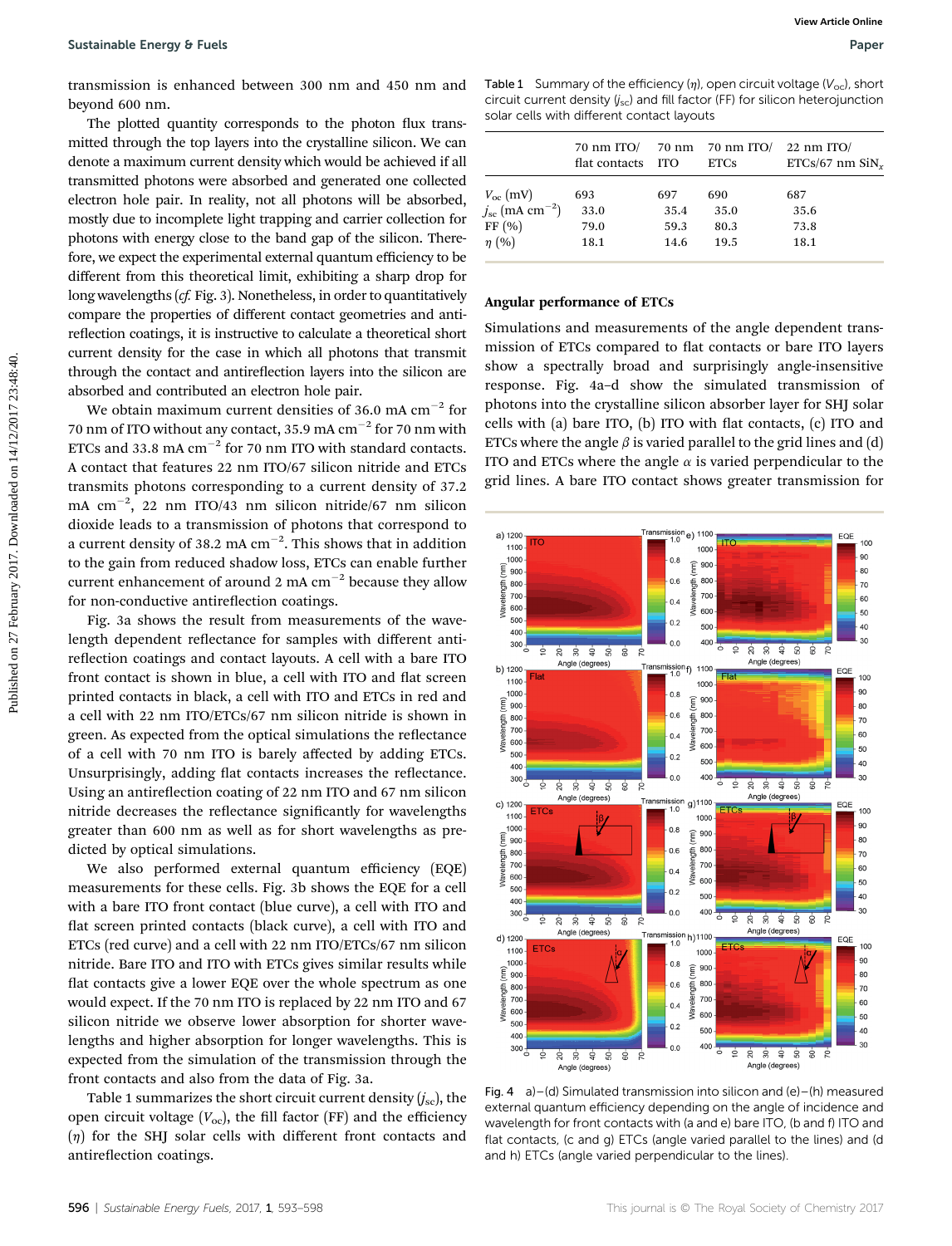transmission is enhanced between 300 nm and 450 nm and beyond 600 nm.

The plotted quantity corresponds to the photon flux transmitted through the top layers into the crystalline silicon. We can denote a maximum current density which would be achieved if all transmitted photons were absorbed and generated one collected electron hole pair. In reality, not all photons will be absorbed, mostly due to incomplete light trapping and carrier collection for photons with energy close to the band gap of the silicon. Therefore, we expect the experimental external quantum efficiency to be different from this theoretical limit, exhibiting a sharp drop for long wavelengths (*cf.* Fig. 3). Nonetheless, in order to quantitatively compare the properties of different contact geometries and antireflection coatings, it is instructive to calculate a theoretical short circuit current density for the case in which all photons that transmit through the contact and antireflection layers into the silicon are absorbed and contributed an electron hole pair.

We obtain maximum current densities of 36.0 mA cm$^{-2}$ for 70 nm of ITO without any contact, 35.9 mA cm$^{-2}$ for 70 nm with ETCs and 33.8 mA cm$^{-2}$ for 70 nm ITO with standard contacts. A contact that features 22 nm ITO/67 silicon nitride and ETCs transmits photons corresponding to a current density of 37.2 mA cm$^{-2}$, 22 nm ITO/43 nm silicon nitride/67 nm silicon dioxide leads to a transmission of photons that correspond to a current density of 38.2 mA cm$^{-2}$. This shows that in addition to the gain from reduced shadow loss, ETCs can enable further current enhancement of around 2 mA cm$^{-2}$ because they allow for non-conductive antireflection coatings.

Fig. 3a shows the result from measurements of the wavelength dependent reflectance for samples with different antireflection coatings and contact layouts. A cell with a bare ITO front contact is shown in blue, a cell with ITO and flat screen printed contacts in black, a cell with ITO and ETCs in red and a cell with 22 nm ITO/ETCs/67 nm silicon nitride is shown in green. As expected from the optical simulations the reflectance of a cell with 70 nm ITO is barely affected by adding ETCs. Unsurprisingly, adding flat contacts increases the reflectance. Using an antireflection coating of 22 nm ITO and 67 nm silicon nitride decreases the reflectance significantly for wavelengths greater than 600 nm as well as for short wavelengths as predicted by optical simulations.

We also performed external quantum efficiency (EQE) measurements for these cells. Fig. 3b shows the EQE for a cell with a bare ITO front contact (blue curve), a cell with ITO and flat screen printed contacts (black curve), a cell with ITO and ETCs (red curve) and a cell with 22 nm ITO/ETCs/67 nm silicon nitride. Bare ITO and ITO with ETCs gives similar results while flat contacts give a lower EQE over the whole spectrum as one would expect. If the 70 nm ITO is replaced by 22 nm ITO and 67 silicon nitride we observe lower absorption for shorter wavelengths and higher absorption for longer wavelengths. This is expected from the simulation of the transmission through the front contacts and also from the data of Fig. 3a.

Table 1 summarizes the short circuit current density ($j_{sc}$), the open circuit voltage ($V_{oc}$), the fill factor (FF) and the efficiency ($\eta$) for the SHJ solar cells with different front contacts and antireflection coatings.

Table 1 Summary of the efficiency ($\eta$), open circuit voltage ($V_{oc}$), short circuit current density ($j_{sc}$) and fill factor (FF) for silicon heterojunction solar cells with different contact layouts

| | 70 nm ITO/ flat contacts | 70 nm ITO | 70 nm ITO/ ETCs | 22 nm ITO/ ETCs/67 nm $SiN_x$ |
|---|---|---|---|---|
| $V_{oc}$ (mV) | 693 | 697 | 690 | 687 |
| $j_{sc}$ (mA cm$^{-2}$) | 33.0 | 35.4 | 35.0 | 35.6 |
| FF (%) | 79.0 | 59.3 | 80.3 | 73.8 |
| $\eta$ (%) | 18.1 | 14.6 | 19.5 | 18.1 |

### Angular performance of ETCs

Simulations and measurements of the angle dependent transmission of ETCs compared to flat contacts or bare ITO layers show a spectrally broad and surprisingly angle-insensitive response. Fig. 4a–d show the simulated transmission of photons into the crystalline silicon absorber layer for SHJ solar cells with (a) bare ITO, (b) ITO with flat contacts, (c) ITO and ETCs where the angle $\beta$ is varied parallel to the grid lines and (d) ITO and ETCs where the angle $\alpha$ is varied perpendicular to the grid lines. A bare ITO contact shows greater transmission for

Fig. 4 a)–(d) Simulated transmission into silicon and (e)–(h) measured external quantum efficiency depending on the angle of incidence and wavelength for front contacts with (a and e) bare ITO, (b and f) ITO and flat contacts, (c and g) ETCs (angle varied parallel to the lines) and (d and h) ETCs (angle varied perpendicular to the lines).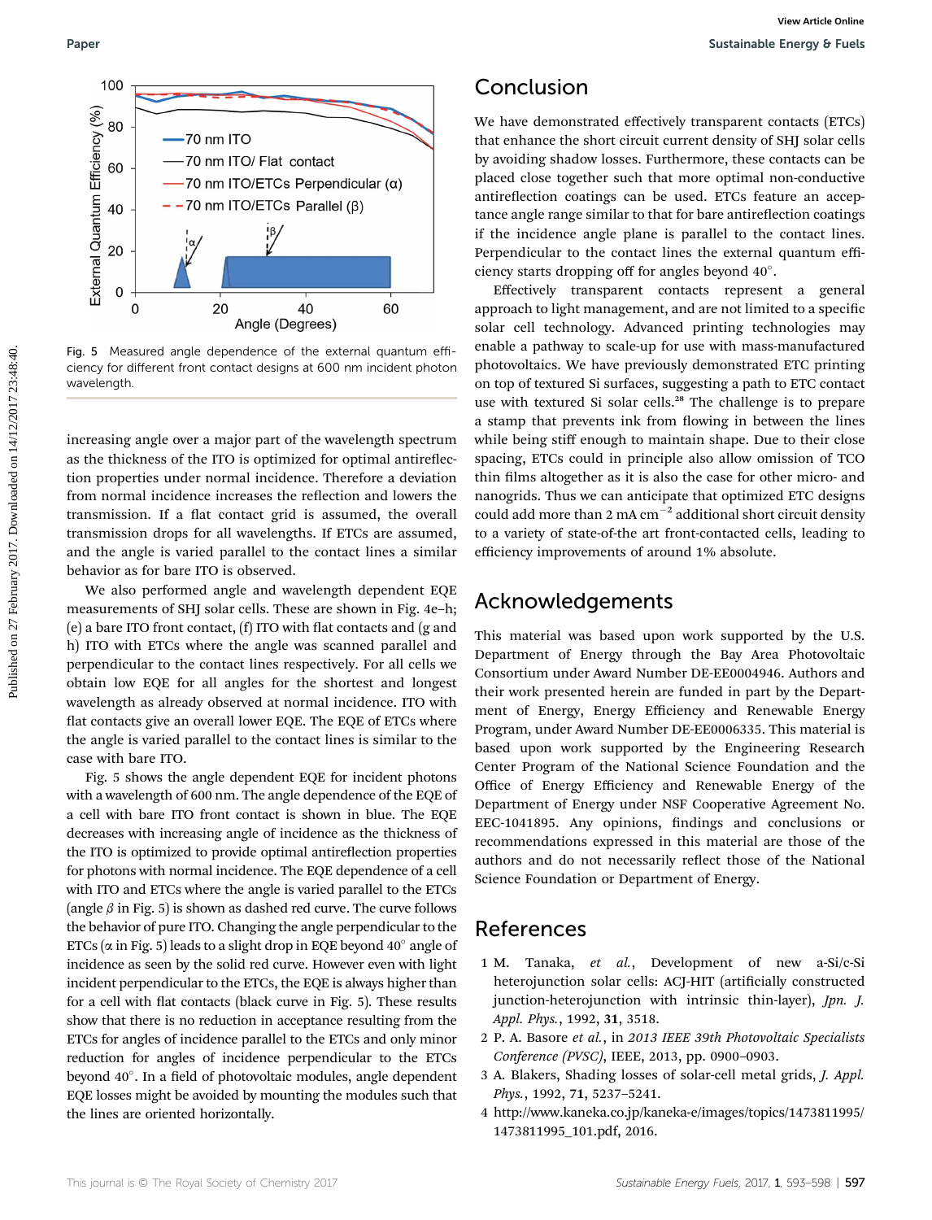Fig. 5 Measured angle dependence of the external quantum efficiency for different front contact designs at 600 nm incident photon wavelength.

increasing angle over a major part of the wavelength spectrum as the thickness of the ITO is optimized for optimal antireflection properties under normal incidence. Therefore a deviation from normal incidence increases the reflection and lowers the transmission. If a flat contact grid is assumed, the overall transmission drops for all wavelengths. If ETCs are assumed, and the angle is varied parallel to the contact lines a similar behavior as for bare ITO is observed.

We also performed angle and wavelength dependent EQE measurements of SHJ solar cells. These are shown in Fig. 4e–h; (e) a bare ITO front contact, (f) ITO with flat contacts and (g and h) ITO with ETCs where the angle was scanned parallel and perpendicular to the contact lines respectively. For all cells we obtain low EQE for all angles for the shortest and longest wavelength as already observed at normal incidence. ITO with flat contacts give an overall lower EQE. The EQE of ETCs where the angle is varied parallel to the contact lines is similar to the case with bare ITO.

Fig. 5 shows the angle dependent EQE for incident photons with a wavelength of 600 nm. The angle dependence of the EQE of a cell with bare ITO front contact is shown in blue. The EQE decreases with increasing angle of incidence as the thickness of the ITO is optimized to provide optimal antireflection properties for photons with normal incidence. The EQE dependence of a cell with ITO and ETCs where the angle is varied parallel to the ETCs (angle $\beta$ in Fig. 5) is shown as dashed red curve. The curve follows the behavior of pure ITO. Changing the angle perpendicular to the ETCs ($\alpha$ in Fig. 5) leads to a slight drop in EQE beyond 40° angle of incidence as seen by the solid red curve. However even with light incident perpendicular to the ETCs, the EQE is always higher than for a cell with flat contacts (black curve in Fig. 5). These results show that there is no reduction in acceptance resulting from the ETCs for angles of incidence parallel to the ETCs and only minor reduction for angles of incidence perpendicular to the ETCs beyond 40°. In a field of photovoltaic modules, angle dependent EQE losses might be avoided by mounting the modules such that the lines are oriented horizontally.

## Conclusion

We have demonstrated effectively transparent contacts (ETCs) that enhance the short circuit current density of SHJ solar cells by avoiding shadow losses. Furthermore, these contacts can be placed close together such that more optimal non-conductive antireflection coatings can be used. ETCs feature an acceptance angle range similar to that for bare antireflection coatings if the incidence angle plane is parallel to the contact lines. Perpendicular to the contact lines the external quantum efficiency starts dropping off for angles beyond 40°.

Effectively transparent contacts represent a general approach to light management, and are not limited to a specific solar cell technology. Advanced printing technologies may enable a pathway to scale-up for use with mass-manufactured photovoltaics. We have previously demonstrated ETC printing on top of textured Si surfaces, suggesting a path to ETC contact use with textured Si solar cells.[28] The challenge is to prepare a stamp that prevents ink from flowing in between the lines while being stiff enough to maintain shape. Due to their close spacing, ETCs could in principle also allow omission of TCO thin films altogether as it is also the case for other micro- and nanogrids. Thus we can anticipate that optimized ETC designs could add more than 2 mA cm$^{-2}$ additional short circuit density to a variety of state-of-the art front-contacted cells, leading to efficiency improvements of around 1% absolute.

## Acknowledgements

This material was based upon work supported by the U.S. Department of Energy through the Bay Area Photovoltaic Consortium under Award Number DE-EE0004946. Authors and their work presented herein are funded in part by the Department of Energy, Energy Efficiency and Renewable Energy Program, under Award Number DE-EE0006335. This material is based upon work supported by the Engineering Research Center Program of the National Science Foundation and the Office of Energy Efficiency and Renewable Energy of the Department of Energy under NSF Cooperative Agreement No. EEC-1041895. Any opinions, findings and conclusions or recommendations expressed in this material are those of the authors and do not necessarily reflect those of the National Science Foundation or Department of Energy.

## References

1. M. Tanaka, *et al.*, Development of new a-Si/c-Si heterojunction solar cells: ACJ-HIT (artificially constructed junction-heterojunction with intrinsic thin-layer), *Jpn. J. Appl. Phys.*, 1992, **31**, 3518.
2. P. A. Basore *et al.*, in *2013 IEEE 39th Photovoltaic Specialists Conference (PVSC)*, IEEE, 2013, pp. 0900–0903.
3. A. Blakers, Shading losses of solar-cell metal grids, *J. Appl. Phys.*, 1992, **71**, 5237–5241.
4. http://www.kaneka.co.jp/kaneka-e/images/topics/1473811995/1473811995_101.pdf, 2016.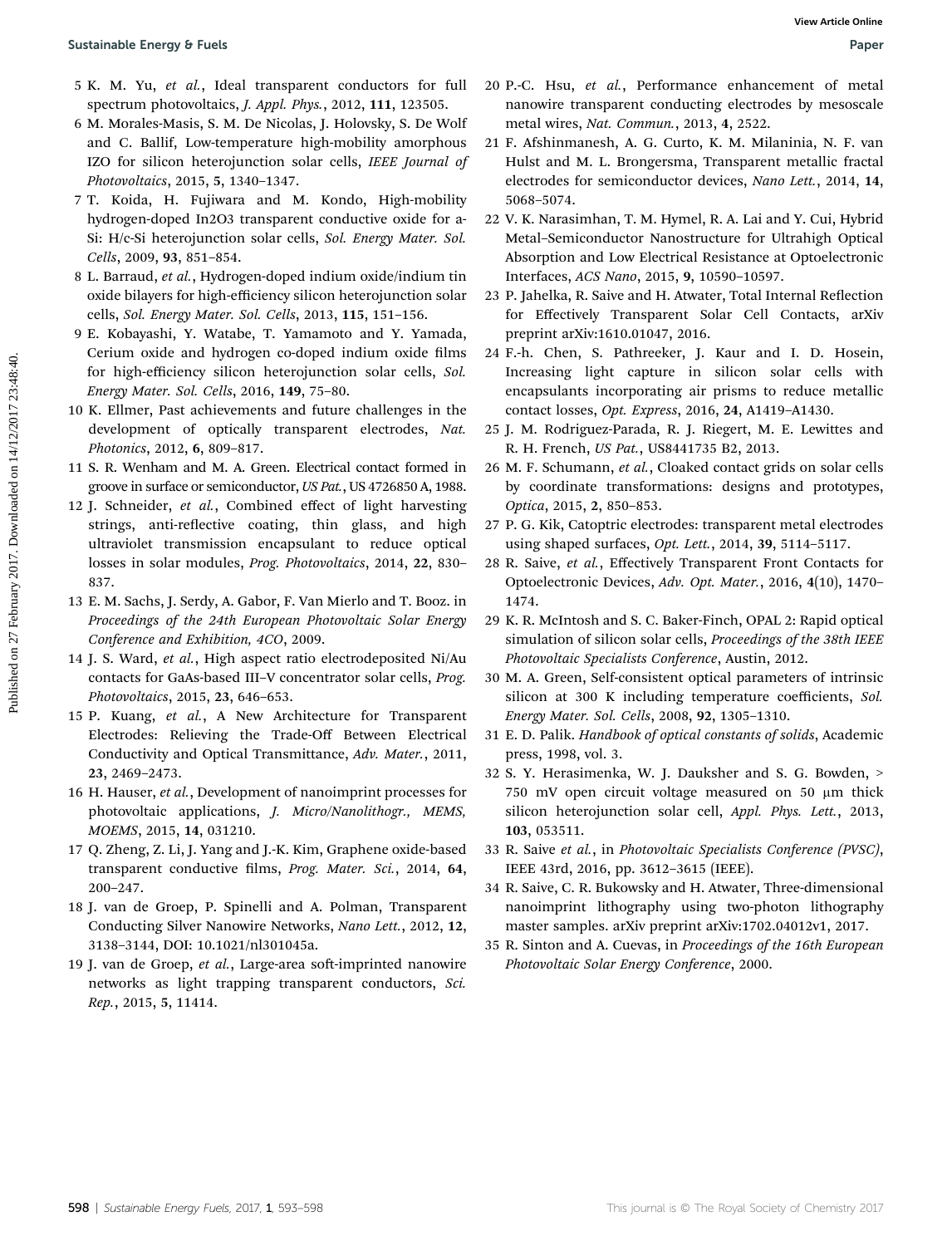5 K. M. Yu, *et al.*, Ideal transparent conductors for full spectrum photovoltaics, *J. Appl. Phys.*, 2012, **111**, 123505.

6 M. Morales-Masis, S. M. De Nicolas, J. Holovsky, S. De Wolf and C. Ballif, Low-temperature high-mobility amorphous IZO for silicon heterojunction solar cells, *IEEE Journal of Photovoltaics*, 2015, **5**, 1340–1347.

7 T. Koida, H. Fujiwara and M. Kondo, High-mobility hydrogen-doped In2O3 transparent conductive oxide for a-Si: H/c-Si heterojunction solar cells, *Sol. Energy Mater. Sol. Cells*, 2009, **93**, 851–854.

8 L. Barraud, *et al.*, Hydrogen-doped indium oxide/indium tin oxide bilayers for high-efficiency silicon heterojunction solar cells, *Sol. Energy Mater. Sol. Cells*, 2013, **115**, 151–156.

9 E. Kobayashi, Y. Watabe, T. Yamamoto and Y. Yamada, Cerium oxide and hydrogen co-doped indium oxide films for high-efficiency silicon heterojunction solar cells, *Sol. Energy Mater. Sol. Cells*, 2016, **149**, 75–80.

10 K. Ellmer, Past achievements and future challenges in the development of optically transparent electrodes, *Nat. Photonics*, 2012, **6**, 809–817.

11 S. R. Wenham and M. A. Green. Electrical contact formed in groove in surface or semiconductor, *US Pat.*, US 4726850 A, 1988.

12 J. Schneider, *et al.*, Combined effect of light harvesting strings, anti-reflective coating, thin glass, and high ultraviolet transmission encapsulant to reduce optical losses in solar modules, *Prog. Photovoltaics*, 2014, **22**, 830–837.

13 E. M. Sachs, J. Serdy, A. Gabor, F. Van Mierlo and T. Booz. in *Proceedings of the 24th European Photovoltaic Solar Energy Conference and Exhibition, 4CO*, 2009.

14 J. S. Ward, *et al.*, High aspect ratio electrodeposited Ni/Au contacts for GaAs-based III–V concentrator solar cells, *Prog. Photovoltaics*, 2015, **23**, 646–653.

15 P. Kuang, *et al.*, A New Architecture for Transparent Electrodes: Relieving the Trade-Off Between Electrical Conductivity and Optical Transmittance, *Adv. Mater.*, 2011, **23**, 2469–2473.

16 H. Hauser, *et al.*, Development of nanoimprint processes for photovoltaic applications, *J. Micro/Nanolithogr., MEMS, MOEMS*, 2015, **14**, 031210.

17 Q. Zheng, Z. Li, J. Yang and J.-K. Kim, Graphene oxide-based transparent conductive films, *Prog. Mater. Sci.*, 2014, **64**, 200–247.

18 J. van de Groep, P. Spinelli and A. Polman, Transparent Conducting Silver Nanowire Networks, *Nano Lett.*, 2012, **12**, 3138–3144, DOI: 10.1021/nl301045a.

19 J. van de Groep, *et al.*, Large-area soft-imprinted nanowire networks as light trapping transparent conductors, *Sci. Rep.*, 2015, **5**, 11414.

20 P.-C. Hsu, *et al.*, Performance enhancement of metal nanowire transparent conducting electrodes by mesoscale metal wires, *Nat. Commun.*, 2013, **4**, 2522.

21 F. Afshinmanesh, A. G. Curto, K. M. Milaninia, N. F. van Hulst and M. L. Brongersma, Transparent metallic fractal electrodes for semiconductor devices, *Nano Lett.*, 2014, **14**, 5068–5074.

22 V. K. Narasimhan, T. M. Hymel, R. A. Lai and Y. Cui, Hybrid Metal–Semiconductor Nanostructure for Ultrahigh Optical Absorption and Low Electrical Resistance at Optoelectronic Interfaces, *ACS Nano*, 2015, **9**, 10590–10597.

23 P. Jahelka, R. Saive and H. Atwater, Total Internal Reflection for Effectively Transparent Solar Cell Contacts, arXiv preprint arXiv:1610.01047, 2016.

24 F.-h. Chen, S. Pathreeker, J. Kaur and I. D. Hosein, Increasing light capture in silicon solar cells with encapsulants incorporating air prisms to reduce metallic contact losses, *Opt. Express*, 2016, **24**, A1419–A1430.

25 J. M. Rodriguez-Parada, R. J. Riegert, M. E. Lewittes and R. H. French, *US Pat.*, US8441735 B2, 2013.

26 M. F. Schumann, *et al.*, Cloaked contact grids on solar cells by coordinate transformations: designs and prototypes, *Optica*, 2015, **2**, 850–853.

27 P. G. Kik, Catoptric electrodes: transparent metal electrodes using shaped surfaces, *Opt. Lett.*, 2014, **39**, 5114–5117.

28 R. Saive, *et al.*, Effectively Transparent Front Contacts for Optoelectronic Devices, *Adv. Opt. Mater.*, 2016, **4**(10), 1470–1474.

29 K. R. McIntosh and S. C. Baker-Finch, OPAL 2: Rapid optical simulation of silicon solar cells, *Proceedings of the 38th IEEE Photovoltaic Specialists Conference*, Austin, 2012.

30 M. A. Green, Self-consistent optical parameters of intrinsic silicon at 300 K including temperature coefficients, *Sol. Energy Mater. Sol. Cells*, 2008, **92**, 1305–1310.

31 E. D. Palik. *Handbook of optical constants of solids*, Academic press, 1998, vol. 3.

32 S. Y. Herasimenka, W. J. Dauksher and S. G. Bowden, > 750 mV open circuit voltage measured on 50 μm thick silicon heterojunction solar cell, *Appl. Phys. Lett.*, 2013, **103**, 053511.

33 R. Saive *et al.*, in *Photovoltaic Specialists Conference (PVSC)*, IEEE 43rd, 2016, pp. 3612–3615 (IEEE).

34 R. Saive, C. R. Bukowsky and H. Atwater, Three-dimensional nanoimprint lithography using two-photon lithography master samples. arXiv preprint arXiv:1702.04012v1, 2017.

35 R. Sinton and A. Cuevas, in *Proceedings of the 16th European Photovoltaic Solar Energy Conference*, 2000.